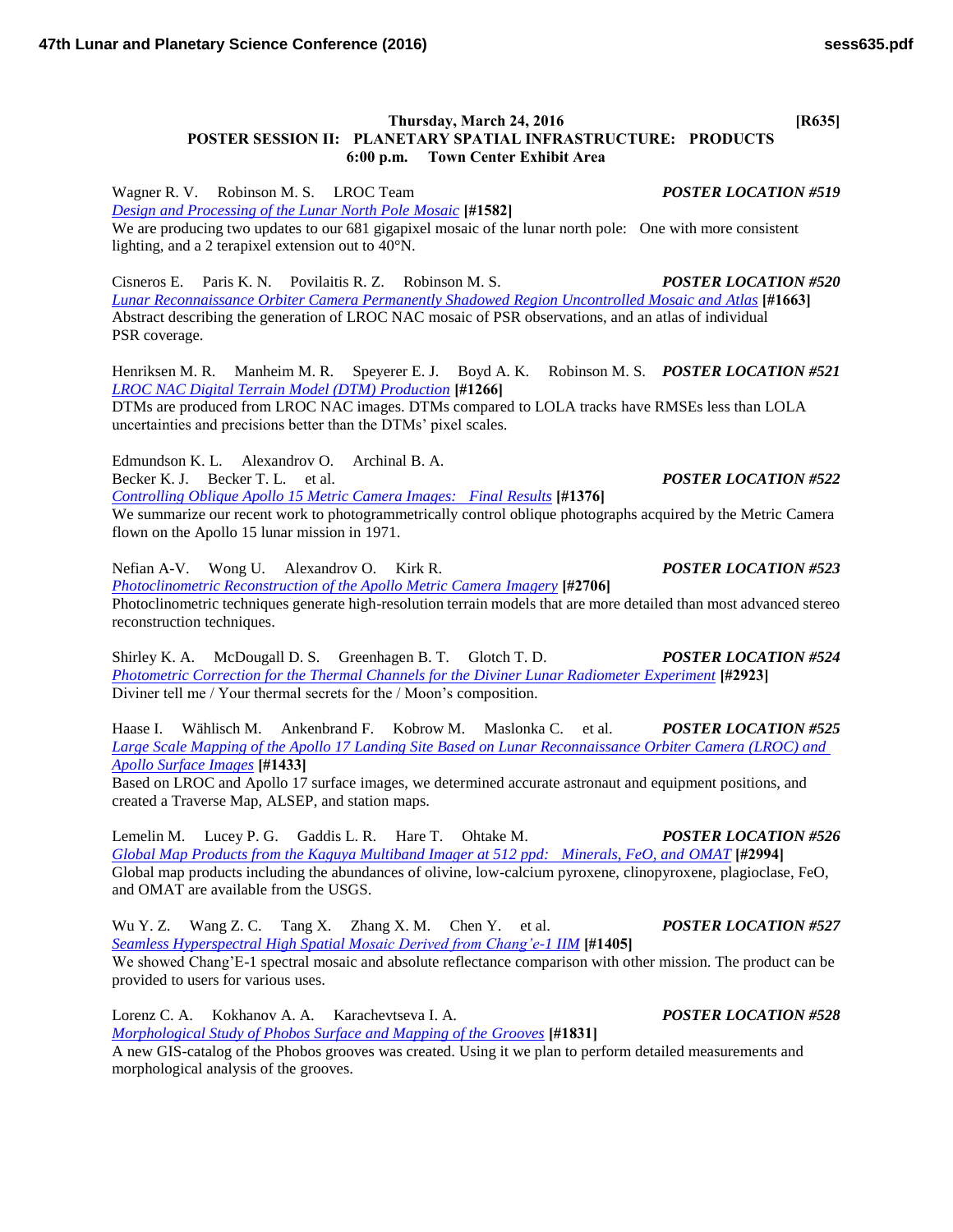**Thursday, March 24, 2016 [R635]**

**POSTER SESSION II: PLANETARY SPATIAL INFRASTRUCTURE: PRODUCTS**

**6:00 p.m. Town Center Exhibit Area**

Wagner R. V. Robinson M. S. LROC Team ***POSTER LOCATION #519***

*Design and Processing of the Lunar North Pole Mosaic* **[#1582]**

We are producing two updates to our 681 gigapixel mosaic of the lunar north pole: One with more consistent lighting, and a 2 terapixel extension out to 40°N.

Cisneros E. Paris K. N. Povilaitis R. Z. Robinson M. S. ***POSTER LOCATION #520***

*Lunar Reconnaissance Orbiter Camera Permanently Shadowed Region Uncontrolled Mosaic and Atlas* **[#1663]**

Abstract describing the generation of LROC NAC mosaic of PSR observations, and an atlas of individual PSR coverage.

Henriksen M. R. Manheim M. R. Speyerer E. J. Boyd A. K. Robinson M. S. ***POSTER LOCATION #521***

*LROC NAC Digital Terrain Model (DTM) Production* **[#1266]**

DTMs are produced from LROC NAC images. DTMs compared to LOLA tracks have RMSEs less than LOLA uncertainties and precisions better than the DTMs' pixel scales.

Edmundson K. L. Alexandrov O. Archinal B. A. Becker K. J. Becker T. L. et al. ***POSTER LOCATION #522***

*Controlling Oblique Apollo 15 Metric Camera Images: Final Results* **[#1376]**

We summarize our recent work to photogrammetrically control oblique photographs acquired by the Metric Camera flown on the Apollo 15 lunar mission in 1971.

Nefian A-V. Wong U. Alexandrov O. Kirk R. ***POSTER LOCATION #523***

*Photoclinometric Reconstruction of the Apollo Metric Camera Imagery* **[#2706]**

Photoclinometric techniques generate high-resolution terrain models that are more detailed than most advanced stereo reconstruction techniques.

Shirley K. A. McDougall D. S. Greenhagen B. T. Glotch T. D. ***POSTER LOCATION #524***

*Photometric Correction for the Thermal Channels for the Diviner Lunar Radiometer Experiment* **[#2923]**

Diviner tell me / Your thermal secrets for the / Moon's composition.

Haase I. Wählisch M. Ankenbrand F. Kobrow M. Maslonka C. et al. ***POSTER LOCATION #525***

*Large Scale Mapping of the Apollo 17 Landing Site Based on Lunar Reconnaissance Orbiter Camera (LROC) and Apollo Surface Images* **[#1433]**

Based on LROC and Apollo 17 surface images, we determined accurate astronaut and equipment positions, and created a Traverse Map, ALSEP, and station maps.

Lemelin M. Lucey P. G. Gaddis L. R. Hare T. Ohtake M. ***POSTER LOCATION #526***

*Global Map Products from the Kaguya Multiband Imager at 512 ppd: Minerals, FeO, and OMAT* **[#2994]**

Global map products including the abundances of olivine, low-calcium pyroxene, clinopyroxene, plagioclase, FeO, and OMAT are available from the USGS.

Wu Y. Z. Wang Z. C. Tang X. Zhang X. M. Chen Y. et al. ***POSTER LOCATION #527***

*Seamless Hyperspectral High Spatial Mosaic Derived from Chang'e-1 IIM* **[#1405]**

We showed Chang'E-1 spectral mosaic and absolute reflectance comparison with other mission. The product can be provided to users for various uses.

Lorenz C. A. Kokhanov A. A. Karachevtseva I. A. ***POSTER LOCATION #528***

*Morphological Study of Phobos Surface and Mapping of the Grooves* **[#1831]**

A new GIS-catalog of the Phobos grooves was created. Using it we plan to perform detailed measurements and morphological analysis of the grooves.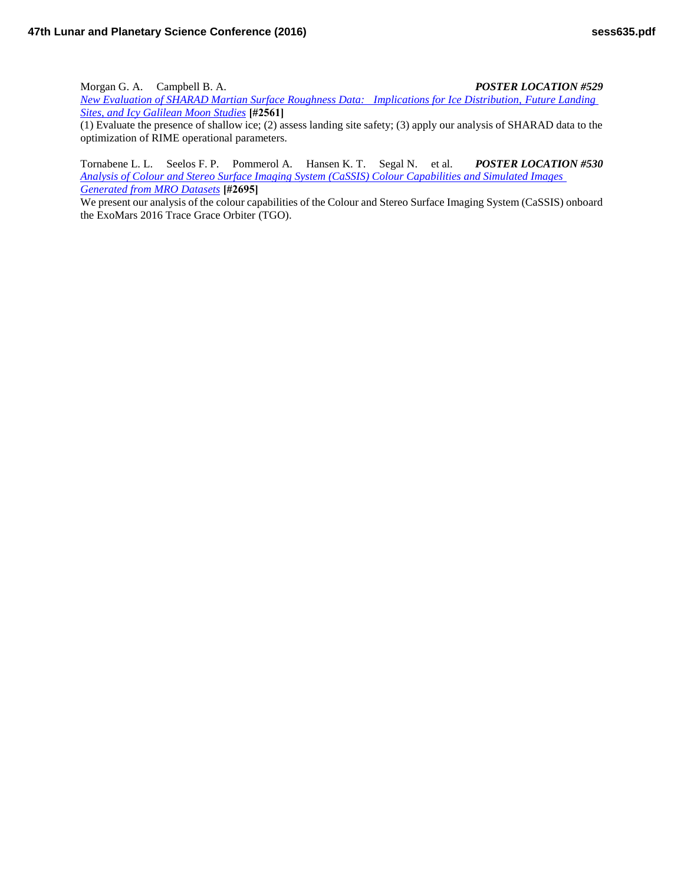Morgan G. A. Campbell B. A. ***POSTER LOCATION #529***

*New Evaluation of SHARAD Martian Surface Roughness Data: Implications for Ice Distribution, Future Landing Sites, and Icy Galilean Moon Studies* **[#2561]**

(1) Evaluate the presence of shallow ice; (2) assess landing site safety; (3) apply our analysis of SHARAD data to the optimization of RIME operational parameters.

Tornabene L. L. Seelos F. P. Pommerol A. Hansen K. T. Segal N. et al. ***POSTER LOCATION #530***

*Analysis of Colour and Stereo Surface Imaging System (CaSSIS) Colour Capabilities and Simulated Images Generated from MRO Datasets* **[#2695]**

We present our analysis of the colour capabilities of the Colour and Stereo Surface Imaging System (CaSSIS) onboard the ExoMars 2016 Trace Grace Orbiter (TGO).